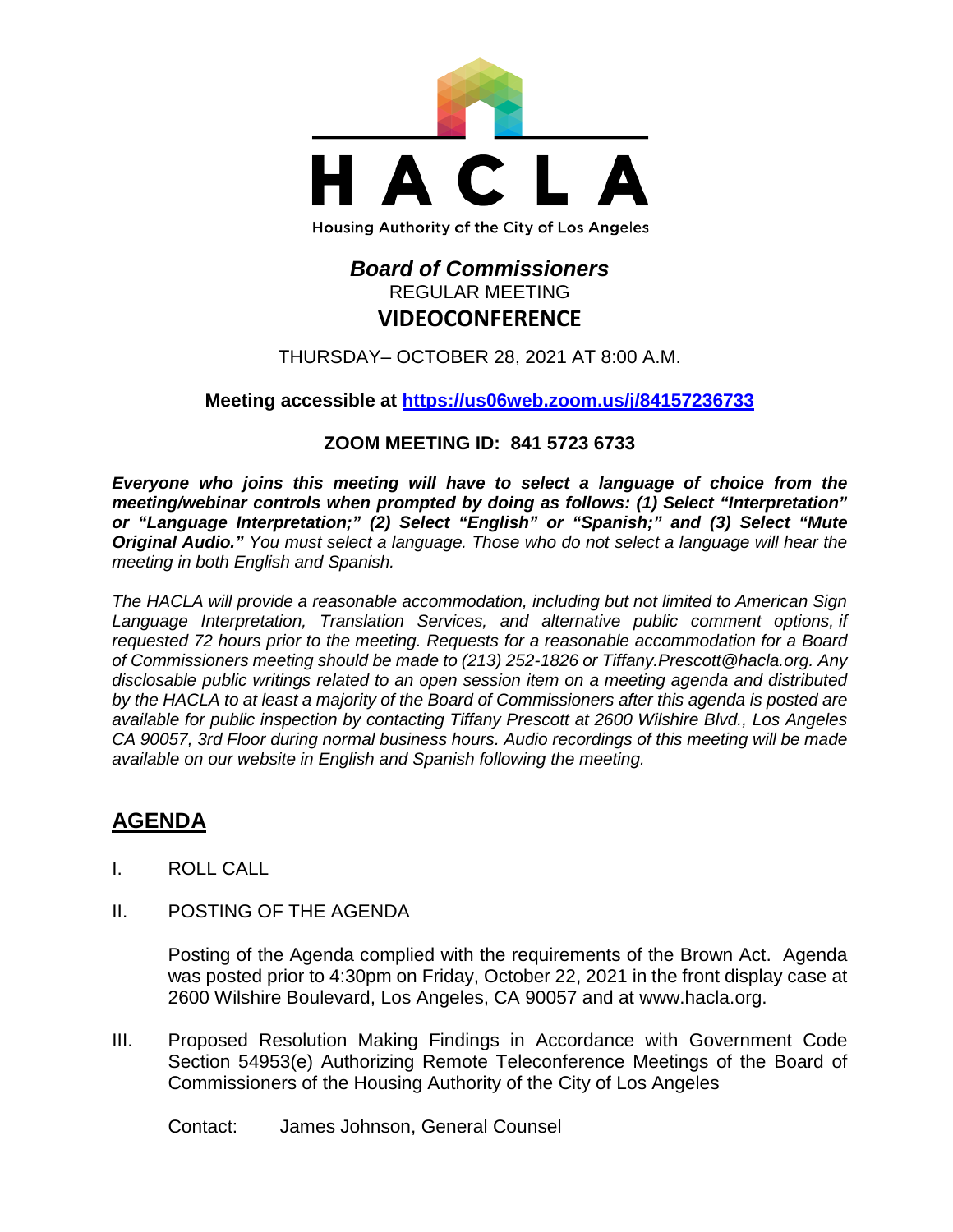# HACLA

Housing Authority of the City of Los Angeles

## *Board of Commissioners*

REGULAR MEETING

**VIDEOCONFERENCE**

THURSDAY– OCTOBER 28, 2021 AT 8:00 A.M.

**Meeting accessible at [https://us06web.zoom.us/j/84157236733](https://us06web.zoom.us/j/84157236733)**

**ZOOM MEETING ID: 841 5723 6733**

***Everyone who joins this meeting will have to select a language of choice from the meeting/webinar controls when prompted by doing as follows: (1) Select "Interpretation" or "Language Interpretation;" (2) Select "English" or "Spanish;" and (3) Select "Mute Original Audio."*** *You must select a language. Those who do not select a language will hear the meeting in both English and Spanish.*

*The HACLA will provide a reasonable accommodation, including but not limited to American Sign Language Interpretation, Translation Services, and alternative public comment options, if requested 72 hours prior to the meeting. Requests for a reasonable accommodation for a Board of Commissioners meeting should be made to (213) 252-1826 or Tiffany.Prescott@hacla.org. Any disclosable public writings related to an open session item on a meeting agenda and distributed by the HACLA to at least a majority of the Board of Commissioners after this agenda is posted are available for public inspection by contacting Tiffany Prescott at 2600 Wilshire Blvd., Los Angeles CA 90057, 3rd Floor during normal business hours. Audio recordings of this meeting will be made available on our website in English and Spanish following the meeting.*

## AGENDA

I. ROLL CALL

II. POSTING OF THE AGENDA

Posting of the Agenda complied with the requirements of the Brown Act. Agenda was posted prior to 4:30pm on Friday, October 22, 2021 in the front display case at 2600 Wilshire Boulevard, Los Angeles, CA 90057 and at www.hacla.org.

III. Proposed Resolution Making Findings in Accordance with Government Code Section 54953(e) Authorizing Remote Teleconference Meetings of the Board of Commissioners of the Housing Authority of the City of Los Angeles

Contact: James Johnson, General Counsel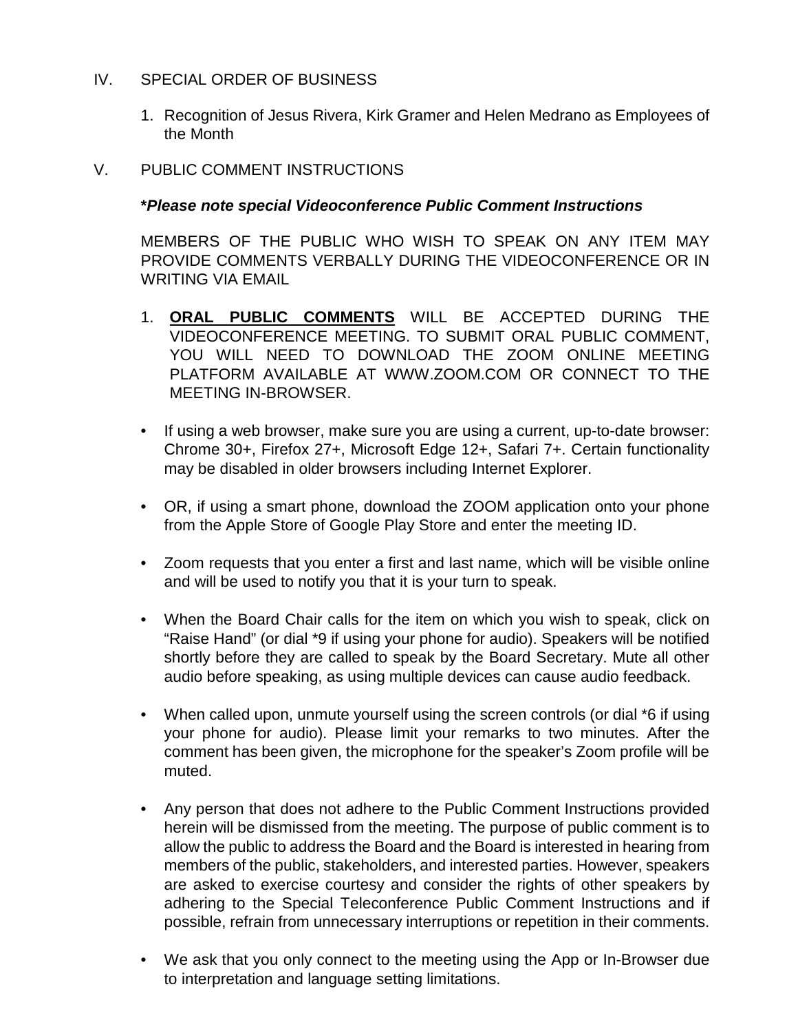IV. SPECIAL ORDER OF BUSINESS

1. Recognition of Jesus Rivera, Kirk Gramer and Helen Medrano as Employees of the Month

V. PUBLIC COMMENT INSTRUCTIONS

***Please note special Videoconference Public Comment Instructions***

MEMBERS OF THE PUBLIC WHO WISH TO SPEAK ON ANY ITEM MAY PROVIDE COMMENTS VERBALLY DURING THE VIDEOCONFERENCE OR IN WRITING VIA EMAIL

1. **<u>ORAL PUBLIC COMMENTS</u>** WILL BE ACCEPTED DURING THE VIDEOCONFERENCE MEETING. TO SUBMIT ORAL PUBLIC COMMENT, YOU WILL NEED TO DOWNLOAD THE ZOOM ONLINE MEETING PLATFORM AVAILABLE AT WWW.ZOOM.COM OR CONNECT TO THE MEETING IN-BROWSER.

- If using a web browser, make sure you are using a current, up-to-date browser: Chrome 30+, Firefox 27+, Microsoft Edge 12+, Safari 7+. Certain functionality may be disabled in older browsers including Internet Explorer.

- OR, if using a smart phone, download the ZOOM application onto your phone from the Apple Store of Google Play Store and enter the meeting ID.

- Zoom requests that you enter a first and last name, which will be visible online and will be used to notify you that it is your turn to speak.

- When the Board Chair calls for the item on which you wish to speak, click on "Raise Hand" (or dial *9 if using your phone for audio). Speakers will be notified shortly before they are called to speak by the Board Secretary. Mute all other audio before speaking, as using multiple devices can cause audio feedback.

- When called upon, unmute yourself using the screen controls (or dial *6 if using your phone for audio). Please limit your remarks to two minutes. After the comment has been given, the microphone for the speaker's Zoom profile will be muted.

- Any person that does not adhere to the Public Comment Instructions provided herein will be dismissed from the meeting. The purpose of public comment is to allow the public to address the Board and the Board is interested in hearing from members of the public, stakeholders, and interested parties. However, speakers are asked to exercise courtesy and consider the rights of other speakers by adhering to the Special Teleconference Public Comment Instructions and if possible, refrain from unnecessary interruptions or repetition in their comments.

- We ask that you only connect to the meeting using the App or In-Browser due to interpretation and language setting limitations.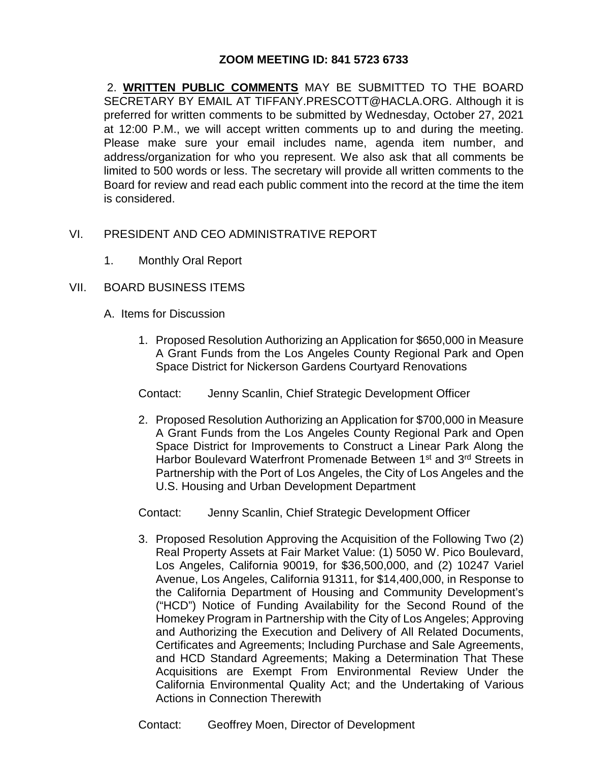**ZOOM MEETING ID: 841 5723 6733**

2. **WRITTEN PUBLIC COMMENTS** MAY BE SUBMITTED TO THE BOARD SECRETARY BY EMAIL AT TIFFANY.PRESCOTT@HACLA.ORG. Although it is preferred for written comments to be submitted by Wednesday, October 27, 2021 at 12:00 P.M., we will accept written comments up to and during the meeting. Please make sure your email includes name, agenda item number, and address/organization for who you represent. We also ask that all comments be limited to 500 words or less. The secretary will provide all written comments to the Board for review and read each public comment into the record at the time the item is considered.

VI. PRESIDENT AND CEO ADMINISTRATIVE REPORT

1. Monthly Oral Report

VII. BOARD BUSINESS ITEMS

A. Items for Discussion

1. Proposed Resolution Authorizing an Application for $650,000 in Measure A Grant Funds from the Los Angeles County Regional Park and Open Space District for Nickerson Gardens Courtyard Renovations

Contact: Jenny Scanlin, Chief Strategic Development Officer

2. Proposed Resolution Authorizing an Application for $700,000 in Measure A Grant Funds from the Los Angeles County Regional Park and Open Space District for Improvements to Construct a Linear Park Along the Harbor Boulevard Waterfront Promenade Between 1st and 3rd Streets in Partnership with the Port of Los Angeles, the City of Los Angeles and the U.S. Housing and Urban Development Department

Contact: Jenny Scanlin, Chief Strategic Development Officer

3. Proposed Resolution Approving the Acquisition of the Following Two (2) Real Property Assets at Fair Market Value: (1) 5050 W. Pico Boulevard, Los Angeles, California 90019, for $36,500,000, and (2) 10247 Variel Avenue, Los Angeles, California 91311, for $14,400,000, in Response to the California Department of Housing and Community Development's ("HCD") Notice of Funding Availability for the Second Round of the Homekey Program in Partnership with the City of Los Angeles; Approving and Authorizing the Execution and Delivery of All Related Documents, Certificates and Agreements; Including Purchase and Sale Agreements, and HCD Standard Agreements; Making a Determination That These Acquisitions are Exempt From Environmental Review Under the California Environmental Quality Act; and the Undertaking of Various Actions in Connection Therewith

Contact: Geoffrey Moen, Director of Development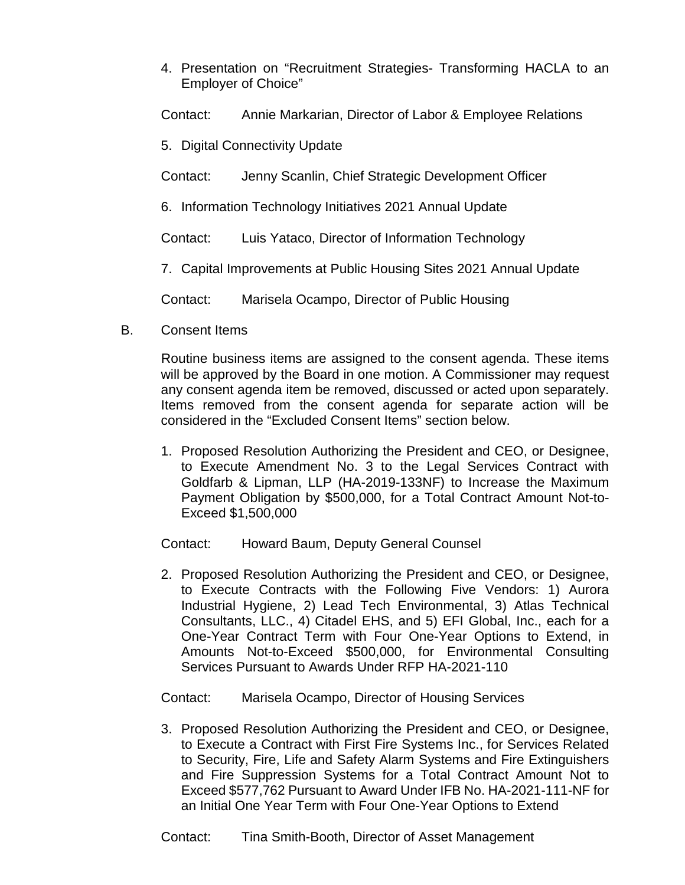4. Presentation on “Recruitment Strategies- Transforming HACLA to an Employer of Choice”

   Contact: Annie Markarian, Director of Labor & Employee Relations

5. Digital Connectivity Update

   Contact: Jenny Scanlin, Chief Strategic Development Officer

6. Information Technology Initiatives 2021 Annual Update

   Contact: Luis Yataco, Director of Information Technology

7. Capital Improvements at Public Housing Sites 2021 Annual Update

   Contact: Marisela Ocampo, Director of Public Housing

B. Consent Items

Routine business items are assigned to the consent agenda. These items will be approved by the Board in one motion. A Commissioner may request any consent agenda item be removed, discussed or acted upon separately. Items removed from the consent agenda for separate action will be considered in the “Excluded Consent Items” section below.

1. Proposed Resolution Authorizing the President and CEO, or Designee, to Execute Amendment No. 3 to the Legal Services Contract with Goldfarb & Lipman, LLP (HA-2019-133NF) to Increase the Maximum Payment Obligation by $500,000, for a Total Contract Amount Not-to-Exceed $1,500,000

   Contact: Howard Baum, Deputy General Counsel

2. Proposed Resolution Authorizing the President and CEO, or Designee, to Execute Contracts with the Following Five Vendors: 1) Aurora Industrial Hygiene, 2) Lead Tech Environmental, 3) Atlas Technical Consultants, LLC., 4) Citadel EHS, and 5) EFI Global, Inc., each for a One-Year Contract Term with Four One-Year Options to Extend, in Amounts Not-to-Exceed $500,000, for Environmental Consulting Services Pursuant to Awards Under RFP HA-2021-110

   Contact: Marisela Ocampo, Director of Housing Services

3. Proposed Resolution Authorizing the President and CEO, or Designee, to Execute a Contract with First Fire Systems Inc., for Services Related to Security, Fire, Life and Safety Alarm Systems and Fire Extinguishers and Fire Suppression Systems for a Total Contract Amount Not to Exceed $577,762 Pursuant to Award Under IFB No. HA-2021-111-NF for an Initial One Year Term with Four One-Year Options to Extend

   Contact: Tina Smith-Booth, Director of Asset Management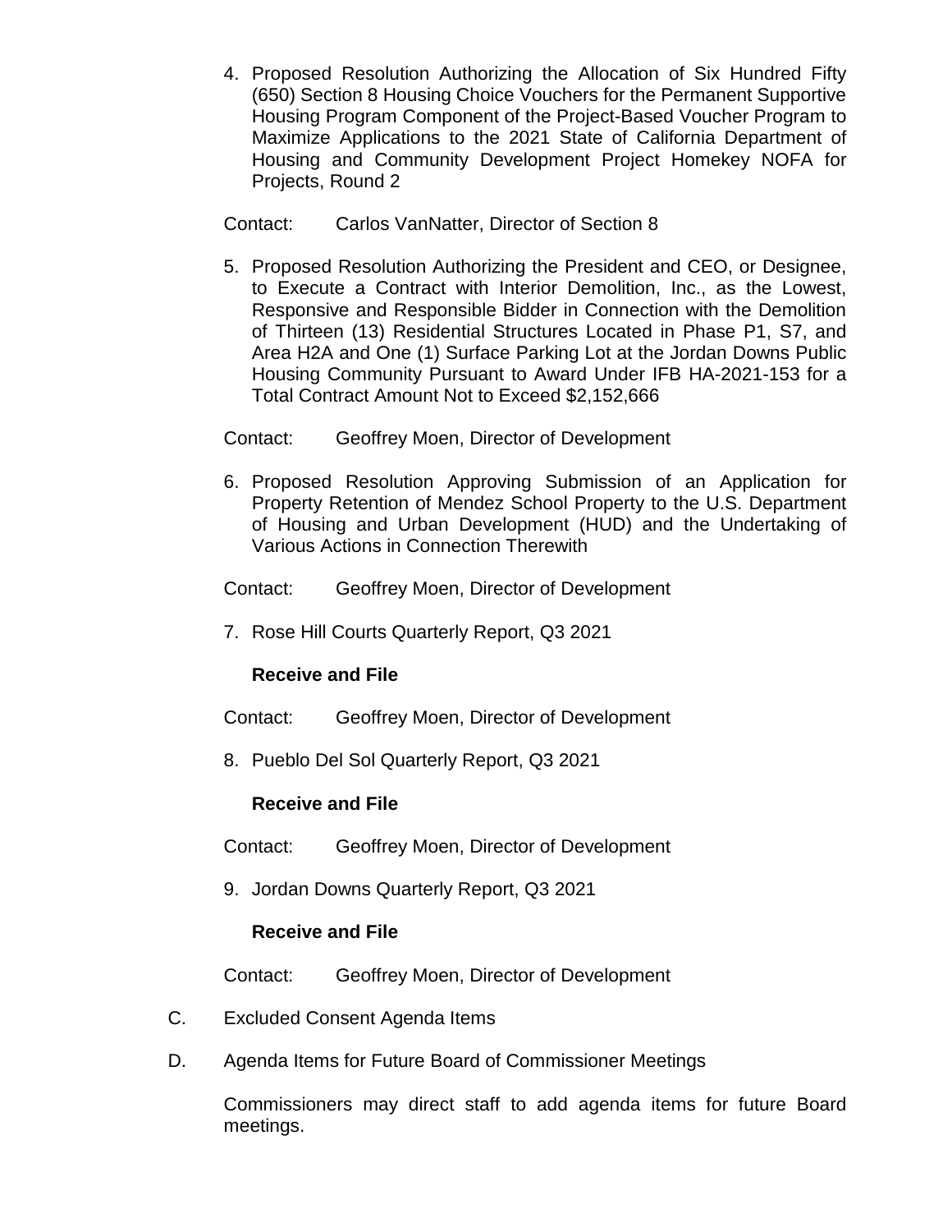4. Proposed Resolution Authorizing the Allocation of Six Hundred Fifty (650) Section 8 Housing Choice Vouchers for the Permanent Supportive Housing Program Component of the Project-Based Voucher Program to Maximize Applications to the 2021 State of California Department of Housing and Community Development Project Homekey NOFA for Projects, Round 2

   Contact: Carlos VanNatter, Director of Section 8

5. Proposed Resolution Authorizing the President and CEO, or Designee, to Execute a Contract with Interior Demolition, Inc., as the Lowest, Responsive and Responsible Bidder in Connection with the Demolition of Thirteen (13) Residential Structures Located in Phase P1, S7, and Area H2A and One (1) Surface Parking Lot at the Jordan Downs Public Housing Community Pursuant to Award Under IFB HA-2021-153 for a Total Contract Amount Not to Exceed $2,152,666

   Contact: Geoffrey Moen, Director of Development

6. Proposed Resolution Approving Submission of an Application for Property Retention of Mendez School Property to the U.S. Department of Housing and Urban Development (HUD) and the Undertaking of Various Actions in Connection Therewith

   Contact: Geoffrey Moen, Director of Development

7. Rose Hill Courts Quarterly Report, Q3 2021

   **Receive and File**

   Contact: Geoffrey Moen, Director of Development

8. Pueblo Del Sol Quarterly Report, Q3 2021

   **Receive and File**

   Contact: Geoffrey Moen, Director of Development

9. Jordan Downs Quarterly Report, Q3 2021

   **Receive and File**

   Contact: Geoffrey Moen, Director of Development

C. Excluded Consent Agenda Items

D. Agenda Items for Future Board of Commissioner Meetings

   Commissioners may direct staff to add agenda items for future Board meetings.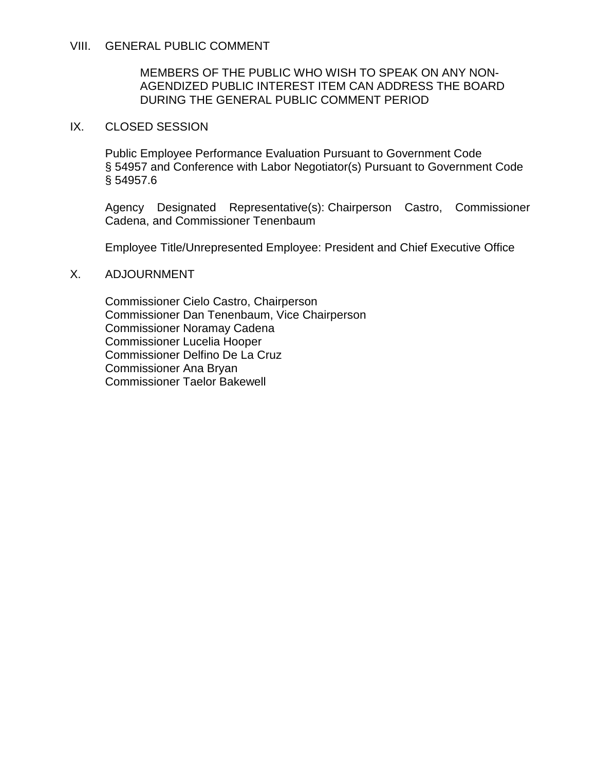## VIII. GENERAL PUBLIC COMMENT

MEMBERS OF THE PUBLIC WHO WISH TO SPEAK ON ANY NON-AGENDIZED PUBLIC INTEREST ITEM CAN ADDRESS THE BOARD DURING THE GENERAL PUBLIC COMMENT PERIOD

## IX. CLOSED SESSION

Public Employee Performance Evaluation Pursuant to Government Code § 54957 and Conference with Labor Negotiator(s) Pursuant to Government Code § 54957.6

Agency Designated Representative(s): Chairperson Castro, Commissioner Cadena, and Commissioner Tenenbaum

Employee Title/Unrepresented Employee: President and Chief Executive Office

## X. ADJOURNMENT

Commissioner Cielo Castro, Chairperson
Commissioner Dan Tenenbaum, Vice Chairperson
Commissioner Noramay Cadena
Commissioner Lucelia Hooper
Commissioner Delfino De La Cruz
Commissioner Ana Bryan
Commissioner Taelor Bakewell